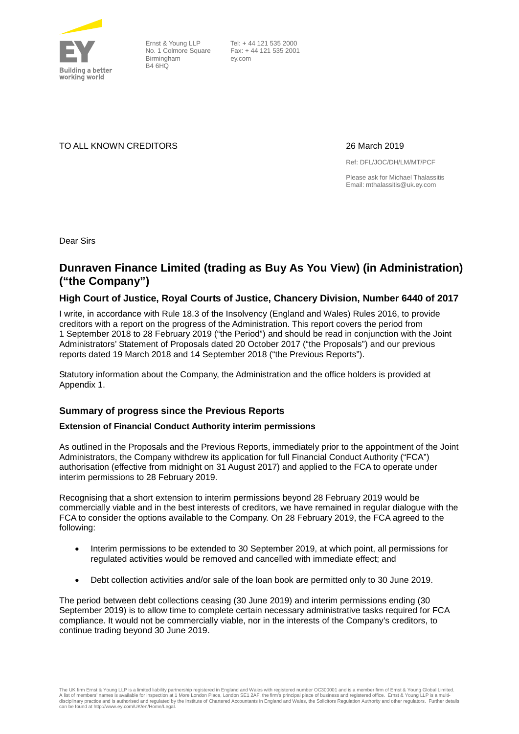Ernst & Young LLP
No. 1 Colmore Square
Birmingham
B4 6HQ

Tel: + 44 121 535 2000
Fax: + 44 121 535 2001
ey.com

TO ALL KNOWN CREDITORS

26 March 2019

Ref: DFL/JOC/DH/LM/MT/PCF

Please ask for Michael Thalassitis
Email: mthalassitis@uk.ey.com

Dear Sirs

## Dunraven Finance Limited (trading as Buy As You View) (in Administration) ("the Company")

### High Court of Justice, Royal Courts of Justice, Chancery Division, Number 6440 of 2017

I write, in accordance with Rule 18.3 of the Insolvency (England and Wales) Rules 2016, to provide creditors with a report on the progress of the Administration. This report covers the period from 1 September 2018 to 28 February 2019 ("the Period") and should be read in conjunction with the Joint Administrators' Statement of Proposals dated 20 October 2017 ("the Proposals") and our previous reports dated 19 March 2018 and 14 September 2018 ("the Previous Reports").

Statutory information about the Company, the Administration and the office holders is provided at Appendix 1.

### Summary of progress since the Previous Reports

**Extension of Financial Conduct Authority interim permissions**

As outlined in the Proposals and the Previous Reports, immediately prior to the appointment of the Joint Administrators, the Company withdrew its application for full Financial Conduct Authority ("FCA") authorisation (effective from midnight on 31 August 2017) and applied to the FCA to operate under interim permissions to 28 February 2019.

Recognising that a short extension to interim permissions beyond 28 February 2019 would be commercially viable and in the best interests of creditors, we have remained in regular dialogue with the FCA to consider the options available to the Company. On 28 February 2019, the FCA agreed to the following:

- Interim permissions to be extended to 30 September 2019, at which point, all permissions for regulated activities would be removed and cancelled with immediate effect; and
- Debt collection activities and/or sale of the loan book are permitted only to 30 June 2019.

The period between debt collections ceasing (30 June 2019) and interim permissions ending (30 September 2019) is to allow time to complete certain necessary administrative tasks required for FCA compliance. It would not be commercially viable, nor in the interests of the Company's creditors, to continue trading beyond 30 June 2019.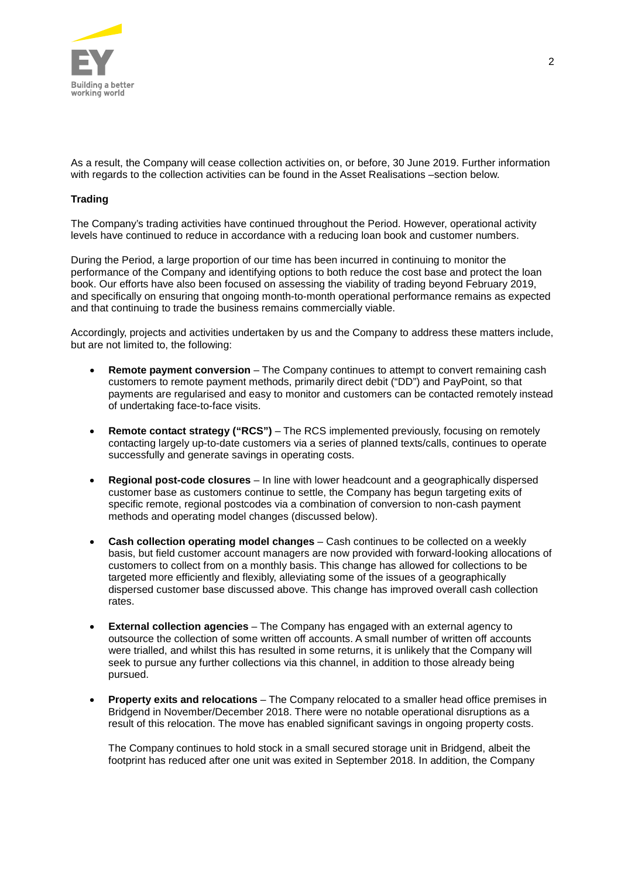As a result, the Company will cease collection activities on, or before, 30 June 2019. Further information with regards to the collection activities can be found in the Asset Realisations –section below.

**Trading**

The Company's trading activities have continued throughout the Period. However, operational activity levels have continued to reduce in accordance with a reducing loan book and customer numbers.

During the Period, a large proportion of our time has been incurred in continuing to monitor the performance of the Company and identifying options to both reduce the cost base and protect the loan book. Our efforts have also been focused on assessing the viability of trading beyond February 2019, and specifically on ensuring that ongoing month-to-month operational performance remains as expected and that continuing to trade the business remains commercially viable.

Accordingly, projects and activities undertaken by us and the Company to address these matters include, but are not limited to, the following:

- **Remote payment conversion** – The Company continues to attempt to convert remaining cash customers to remote payment methods, primarily direct debit ("DD") and PayPoint, so that payments are regularised and easy to monitor and customers can be contacted remotely instead of undertaking face-to-face visits.
- **Remote contact strategy ("RCS")** – The RCS implemented previously, focusing on remotely contacting largely up-to-date customers via a series of planned texts/calls, continues to operate successfully and generate savings in operating costs.
- **Regional post-code closures** – In line with lower headcount and a geographically dispersed customer base as customers continue to settle, the Company has begun targeting exits of specific remote, regional postcodes via a combination of conversion to non-cash payment methods and operating model changes (discussed below).
- **Cash collection operating model changes** – Cash continues to be collected on a weekly basis, but field customer account managers are now provided with forward-looking allocations of customers to collect from on a monthly basis. This change has allowed for collections to be targeted more efficiently and flexibly, alleviating some of the issues of a geographically dispersed customer base discussed above. This change has improved overall cash collection rates.
- **External collection agencies** – The Company has engaged with an external agency to outsource the collection of some written off accounts. A small number of written off accounts were trialled, and whilst this has resulted in some returns, it is unlikely that the Company will seek to pursue any further collections via this channel, in addition to those already being pursued.
- **Property exits and relocations** – The Company relocated to a smaller head office premises in Bridgend in November/December 2018. There were no notable operational disruptions as a result of this relocation. The move has enabled significant savings in ongoing property costs.

  The Company continues to hold stock in a small secured storage unit in Bridgend, albeit the footprint has reduced after one unit was exited in September 2018. In addition, the Company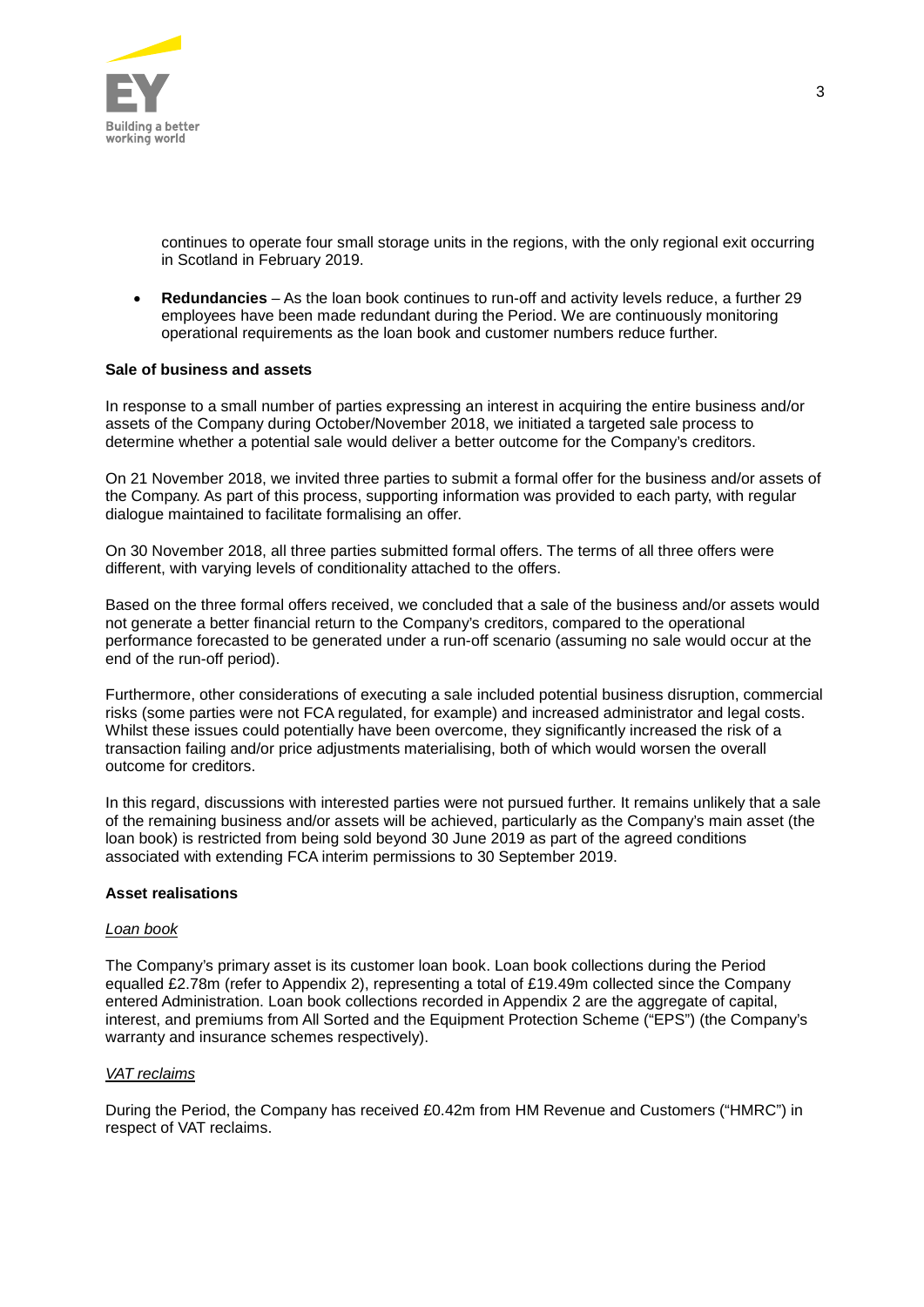continues to operate four small storage units in the regions, with the only regional exit occurring in Scotland in February 2019.

- **Redundancies** – As the loan book continues to run-off and activity levels reduce, a further 29 employees have been made redundant during the Period. We are continuously monitoring operational requirements as the loan book and customer numbers reduce further.

**Sale of business and assets**

In response to a small number of parties expressing an interest in acquiring the entire business and/or assets of the Company during October/November 2018, we initiated a targeted sale process to determine whether a potential sale would deliver a better outcome for the Company's creditors.

On 21 November 2018, we invited three parties to submit a formal offer for the business and/or assets of the Company. As part of this process, supporting information was provided to each party, with regular dialogue maintained to facilitate formalising an offer.

On 30 November 2018, all three parties submitted formal offers. The terms of all three offers were different, with varying levels of conditionality attached to the offers.

Based on the three formal offers received, we concluded that a sale of the business and/or assets would not generate a better financial return to the Company's creditors, compared to the operational performance forecasted to be generated under a run-off scenario (assuming no sale would occur at the end of the run-off period).

Furthermore, other considerations of executing a sale included potential business disruption, commercial risks (some parties were not FCA regulated, for example) and increased administrator and legal costs. Whilst these issues could potentially have been overcome, they significantly increased the risk of a transaction failing and/or price adjustments materialising, both of which would worsen the overall outcome for creditors.

In this regard, discussions with interested parties were not pursued further. It remains unlikely that a sale of the remaining business and/or assets will be achieved, particularly as the Company's main asset (the loan book) is restricted from being sold beyond 30 June 2019 as part of the agreed conditions associated with extending FCA interim permissions to 30 September 2019.

**Asset realisations**

*Loan book*

The Company's primary asset is its customer loan book. Loan book collections during the Period equalled £2.78m (refer to Appendix 2), representing a total of £19.49m collected since the Company entered Administration. Loan book collections recorded in Appendix 2 are the aggregate of capital, interest, and premiums from All Sorted and the Equipment Protection Scheme ("EPS") (the Company's warranty and insurance schemes respectively).

*VAT reclaims*

During the Period, the Company has received £0.42m from HM Revenue and Customers ("HMRC") in respect of VAT reclaims.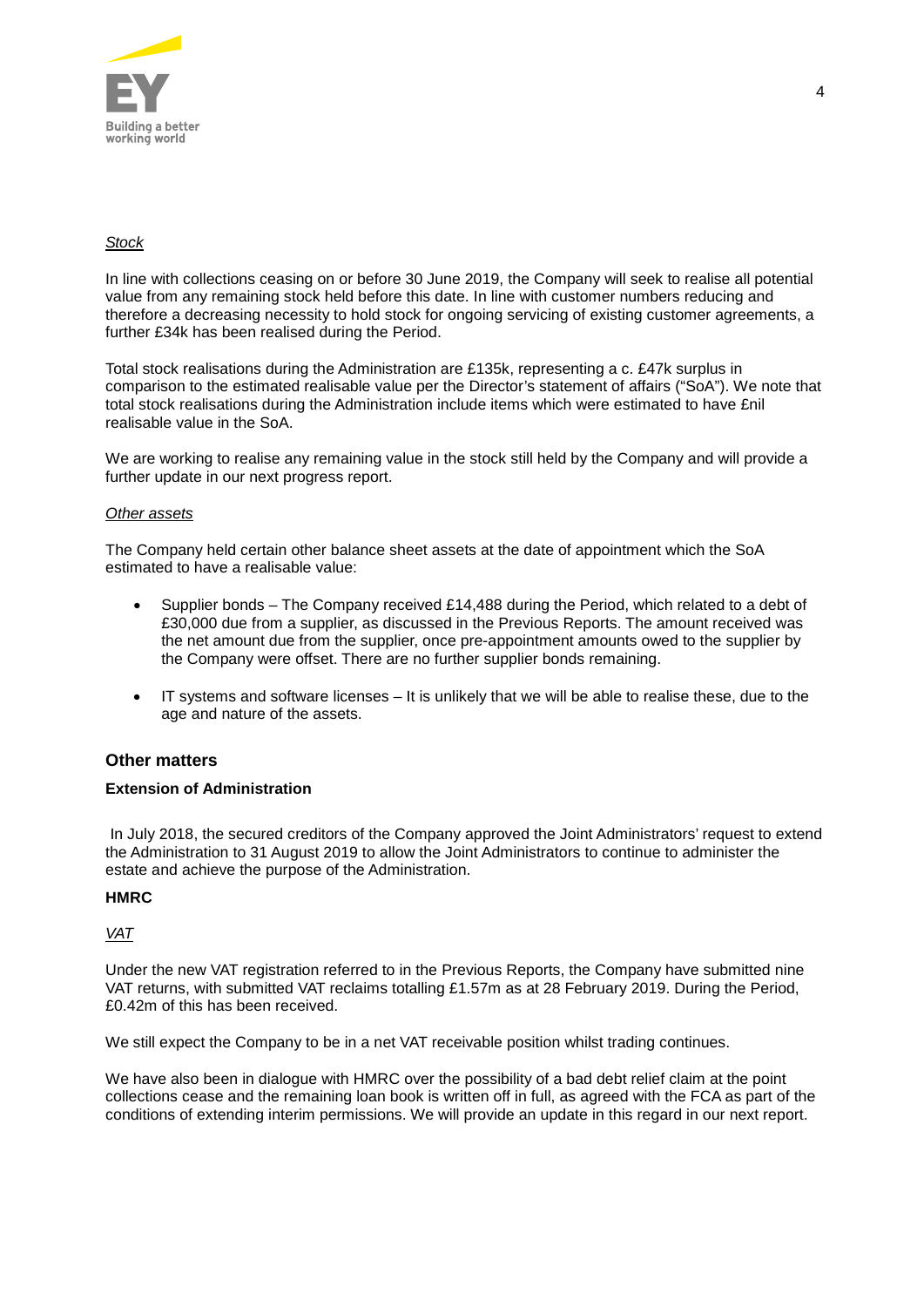*Stock*

In line with collections ceasing on or before 30 June 2019, the Company will seek to realise all potential value from any remaining stock held before this date. In line with customer numbers reducing and therefore a decreasing necessity to hold stock for ongoing servicing of existing customer agreements, a further £34k has been realised during the Period.

Total stock realisations during the Administration are £135k, representing a c. £47k surplus in comparison to the estimated realisable value per the Director's statement of affairs ("SoA"). We note that total stock realisations during the Administration include items which were estimated to have £nil realisable value in the SoA.

We are working to realise any remaining value in the stock still held by the Company and will provide a further update in our next progress report.

*Other assets*

The Company held certain other balance sheet assets at the date of appointment which the SoA estimated to have a realisable value:

- Supplier bonds – The Company received £14,488 during the Period, which related to a debt of £30,000 due from a supplier, as discussed in the Previous Reports. The amount received was the net amount due from the supplier, once pre-appointment amounts owed to the supplier by the Company were offset. There are no further supplier bonds remaining.
- IT systems and software licenses – It is unlikely that we will be able to realise these, due to the age and nature of the assets.

## Other matters

### Extension of Administration

In July 2018, the secured creditors of the Company approved the Joint Administrators' request to extend the Administration to 31 August 2019 to allow the Joint Administrators to continue to administer the estate and achieve the purpose of the Administration.

### HMRC

*VAT*

Under the new VAT registration referred to in the Previous Reports, the Company have submitted nine VAT returns, with submitted VAT reclaims totalling £1.57m as at 28 February 2019. During the Period, £0.42m of this has been received.

We still expect the Company to be in a net VAT receivable position whilst trading continues.

We have also been in dialogue with HMRC over the possibility of a bad debt relief claim at the point collections cease and the remaining loan book is written off in full, as agreed with the FCA as part of the conditions of extending interim permissions. We will provide an update in this regard in our next report.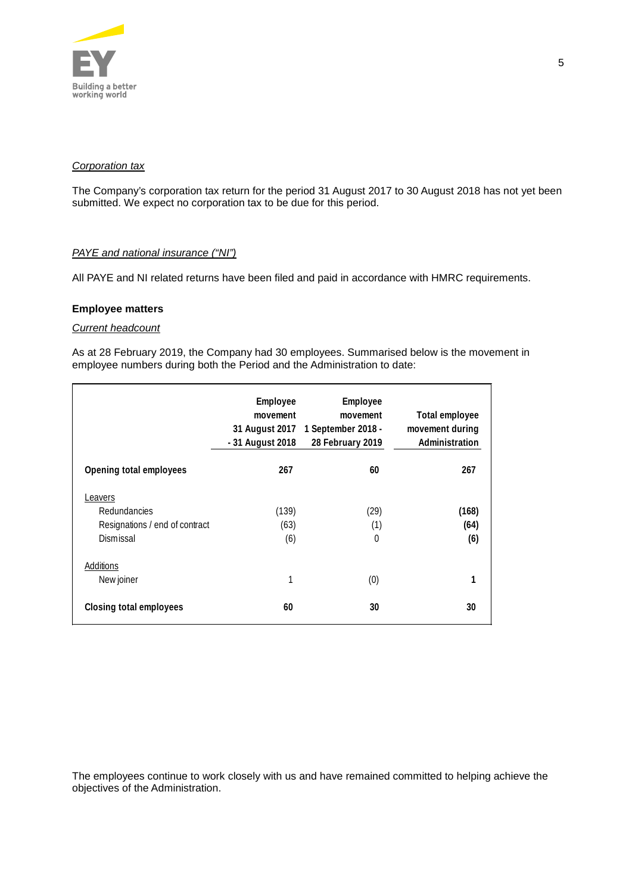*Corporation tax*

The Company's corporation tax return for the period 31 August 2017 to 30 August 2018 has not yet been submitted. We expect no corporation tax to be due for this period.

*PAYE and national insurance ("NI")*

All PAYE and NI related returns have been filed and paid in accordance with HMRC requirements.

**Employee matters**

*Current headcount*

As at 28 February 2019, the Company had 30 employees. Summarised below is the movement in employee numbers during both the Period and the Administration to date:

| | Employee movement 31 August 2017 - 31 August 2018 | Employee movement 1 September 2018 - 28 February 2019 | Total employee movement during Administration |
|---|---|---|---|
| **Opening total employees** | **267** | **60** | **267** |
| Leavers | | | |
| Redundancies | (139) | (29) | **(168)** |
| Resignations / end of contract | (63) | (1) | **(64)** |
| Dismissal | (6) | 0 | **(6)** |
| Additions | | | |
| New joiner | 1 | (0) | **1** |
| **Closing total employees** | **60** | **30** | **30** |

The employees continue to work closely with us and have remained committed to helping achieve the objectives of the Administration.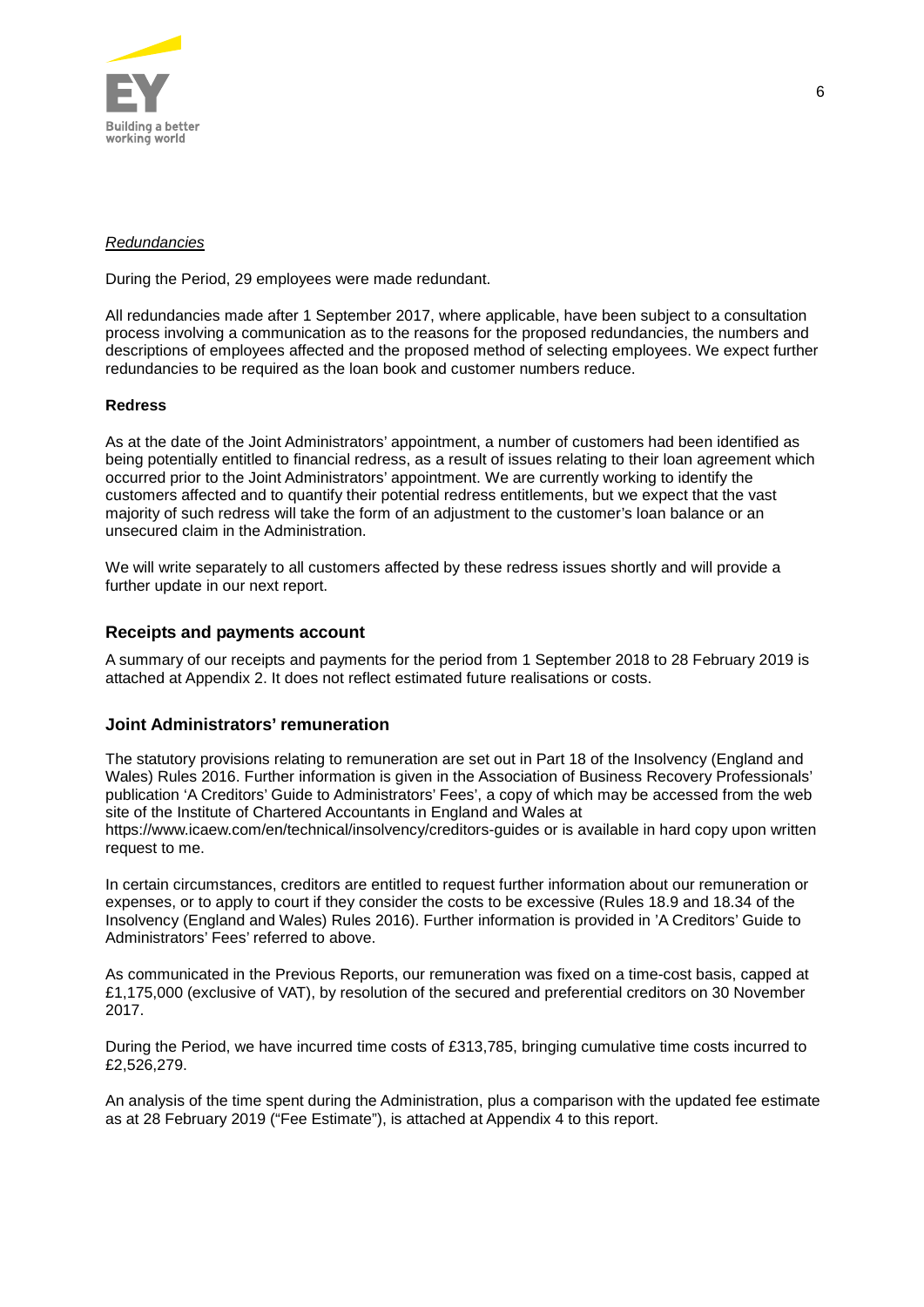*Redundancies*

During the Period, 29 employees were made redundant.

All redundancies made after 1 September 2017, where applicable, have been subject to a consultation process involving a communication as to the reasons for the proposed redundancies, the numbers and descriptions of employees affected and the proposed method of selecting employees. We expect further redundancies to be required as the loan book and customer numbers reduce.

**Redress**

As at the date of the Joint Administrators' appointment, a number of customers had been identified as being potentially entitled to financial redress, as a result of issues relating to their loan agreement which occurred prior to the Joint Administrators' appointment. We are currently working to identify the customers affected and to quantify their potential redress entitlements, but we expect that the vast majority of such redress will take the form of an adjustment to the customer's loan balance or an unsecured claim in the Administration.

We will write separately to all customers affected by these redress issues shortly and will provide a further update in our next report.

## Receipts and payments account

A summary of our receipts and payments for the period from 1 September 2018 to 28 February 2019 is attached at Appendix 2. It does not reflect estimated future realisations or costs.

## Joint Administrators' remuneration

The statutory provisions relating to remuneration are set out in Part 18 of the Insolvency (England and Wales) Rules 2016. Further information is given in the Association of Business Recovery Professionals' publication 'A Creditors' Guide to Administrators' Fees', a copy of which may be accessed from the web site of the Institute of Chartered Accountants in England and Wales at https://www.icaew.com/en/technical/insolvency/creditors-guides or is available in hard copy upon written request to me.

In certain circumstances, creditors are entitled to request further information about our remuneration or expenses, or to apply to court if they consider the costs to be excessive (Rules 18.9 and 18.34 of the Insolvency (England and Wales) Rules 2016). Further information is provided in 'A Creditors' Guide to Administrators' Fees' referred to above.

As communicated in the Previous Reports, our remuneration was fixed on a time-cost basis, capped at £1,175,000 (exclusive of VAT), by resolution of the secured and preferential creditors on 30 November 2017.

During the Period, we have incurred time costs of £313,785, bringing cumulative time costs incurred to £2,526,279.

An analysis of the time spent during the Administration, plus a comparison with the updated fee estimate as at 28 February 2019 ("Fee Estimate"), is attached at Appendix 4 to this report.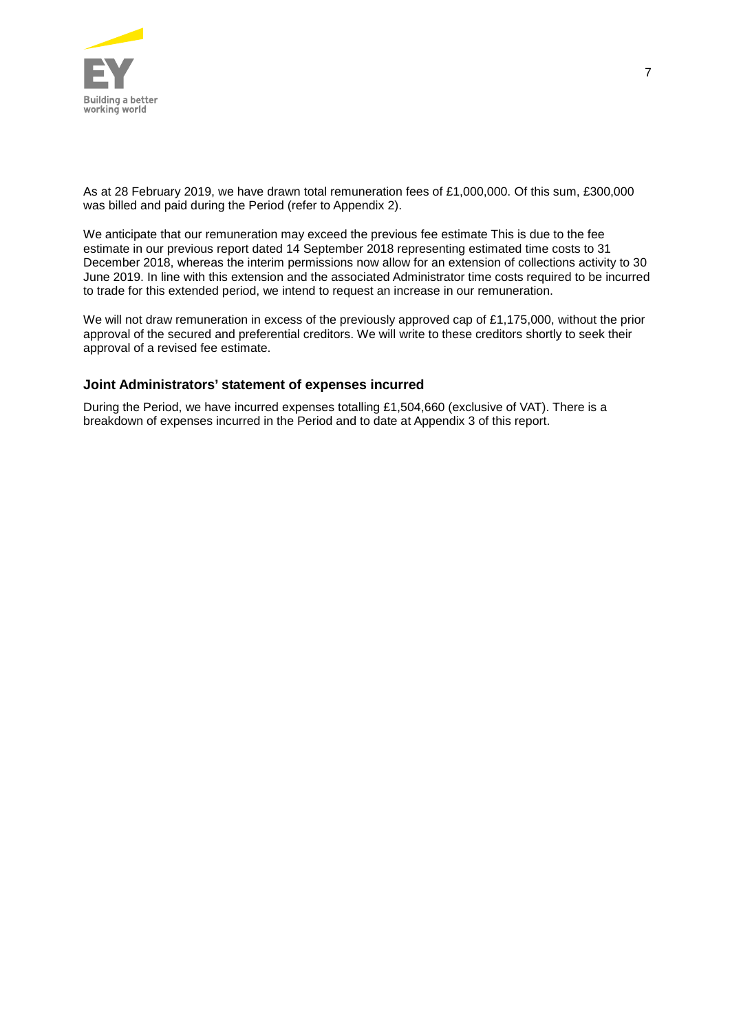As at 28 February 2019, we have drawn total remuneration fees of £1,000,000. Of this sum, £300,000 was billed and paid during the Period (refer to Appendix 2).

We anticipate that our remuneration may exceed the previous fee estimate This is due to the fee estimate in our previous report dated 14 September 2018 representing estimated time costs to 31 December 2018, whereas the interim permissions now allow for an extension of collections activity to 30 June 2019. In line with this extension and the associated Administrator time costs required to be incurred to trade for this extended period, we intend to request an increase in our remuneration.

We will not draw remuneration in excess of the previously approved cap of £1,175,000, without the prior approval of the secured and preferential creditors. We will write to these creditors shortly to seek their approval of a revised fee estimate.

### Joint Administrators' statement of expenses incurred

During the Period, we have incurred expenses totalling £1,504,660 (exclusive of VAT). There is a breakdown of expenses incurred in the Period and to date at Appendix 3 of this report.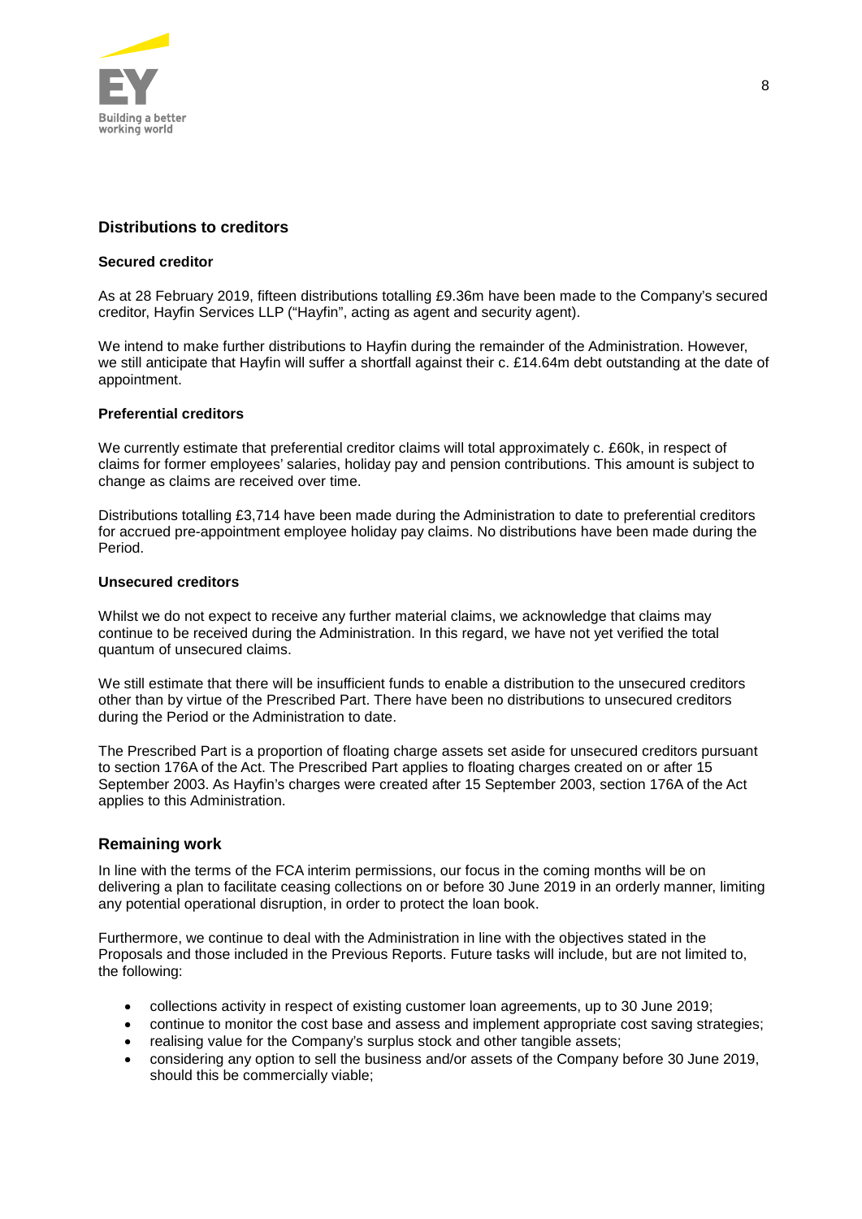## Distributions to creditors

### Secured creditor

As at 28 February 2019, fifteen distributions totalling £9.36m have been made to the Company's secured creditor, Hayfin Services LLP ("Hayfin", acting as agent and security agent).

We intend to make further distributions to Hayfin during the remainder of the Administration. However, we still anticipate that Hayfin will suffer a shortfall against their c. £14.64m debt outstanding at the date of appointment.

### Preferential creditors

We currently estimate that preferential creditor claims will total approximately c. £60k, in respect of claims for former employees' salaries, holiday pay and pension contributions. This amount is subject to change as claims are received over time.

Distributions totalling £3,714 have been made during the Administration to date to preferential creditors for accrued pre-appointment employee holiday pay claims. No distributions have been made during the Period.

### Unsecured creditors

Whilst we do not expect to receive any further material claims, we acknowledge that claims may continue to be received during the Administration. In this regard, we have not yet verified the total quantum of unsecured claims.

We still estimate that there will be insufficient funds to enable a distribution to the unsecured creditors other than by virtue of the Prescribed Part. There have been no distributions to unsecured creditors during the Period or the Administration to date.

The Prescribed Part is a proportion of floating charge assets set aside for unsecured creditors pursuant to section 176A of the Act. The Prescribed Part applies to floating charges created on or after 15 September 2003. As Hayfin's charges were created after 15 September 2003, section 176A of the Act applies to this Administration.

## Remaining work

In line with the terms of the FCA interim permissions, our focus in the coming months will be on delivering a plan to facilitate ceasing collections on or before 30 June 2019 in an orderly manner, limiting any potential operational disruption, in order to protect the loan book.

Furthermore, we continue to deal with the Administration in line with the objectives stated in the Proposals and those included in the Previous Reports. Future tasks will include, but are not limited to, the following:

- collections activity in respect of existing customer loan agreements, up to 30 June 2019;
- continue to monitor the cost base and assess and implement appropriate cost saving strategies;
- realising value for the Company's surplus stock and other tangible assets;
- considering any option to sell the business and/or assets of the Company before 30 June 2019, should this be commercially viable;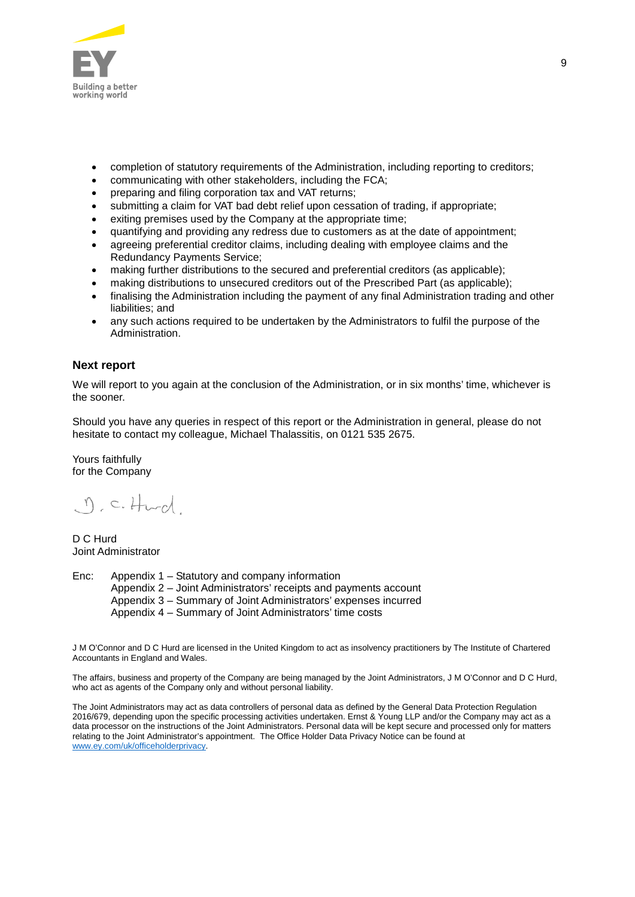- completion of statutory requirements of the Administration, including reporting to creditors;
- communicating with other stakeholders, including the FCA;
- preparing and filing corporation tax and VAT returns;
- submitting a claim for VAT bad debt relief upon cessation of trading, if appropriate;
- exiting premises used by the Company at the appropriate time;
- quantifying and providing any redress due to customers as at the date of appointment;
- agreeing preferential creditor claims, including dealing with employee claims and the Redundancy Payments Service;
- making further distributions to the secured and preferential creditors (as applicable);
- making distributions to unsecured creditors out of the Prescribed Part (as applicable);
- finalising the Administration including the payment of any final Administration trading and other liabilities; and
- any such actions required to be undertaken by the Administrators to fulfil the purpose of the Administration.

### Next report

We will report to you again at the conclusion of the Administration, or in six months' time, whichever is the sooner.

Should you have any queries in respect of this report or the Administration in general, please do not hesitate to contact my colleague, Michael Thalassitis, on 0121 535 2675.

Yours faithfully
for the Company

D. C. Hurd.

D C Hurd
Joint Administrator

Enc: Appendix 1 – Statutory and company information
Appendix 2 – Joint Administrators' receipts and payments account
Appendix 3 – Summary of Joint Administrators' expenses incurred
Appendix 4 – Summary of Joint Administrators' time costs

J M O'Connor and D C Hurd are licensed in the United Kingdom to act as insolvency practitioners by The Institute of Chartered Accountants in England and Wales.

The affairs, business and property of the Company are being managed by the Joint Administrators, J M O'Connor and D C Hurd, who act as agents of the Company only and without personal liability.

The Joint Administrators may act as data controllers of personal data as defined by the General Data Protection Regulation 2016/679, depending upon the specific processing activities undertaken. Ernst & Young LLP and/or the Company may act as a data processor on the instructions of the Joint Administrators. Personal data will be kept secure and processed only for matters relating to the Joint Administrator's appointment. The Office Holder Data Privacy Notice can be found at www.ey.com/uk/officeholderprivacy.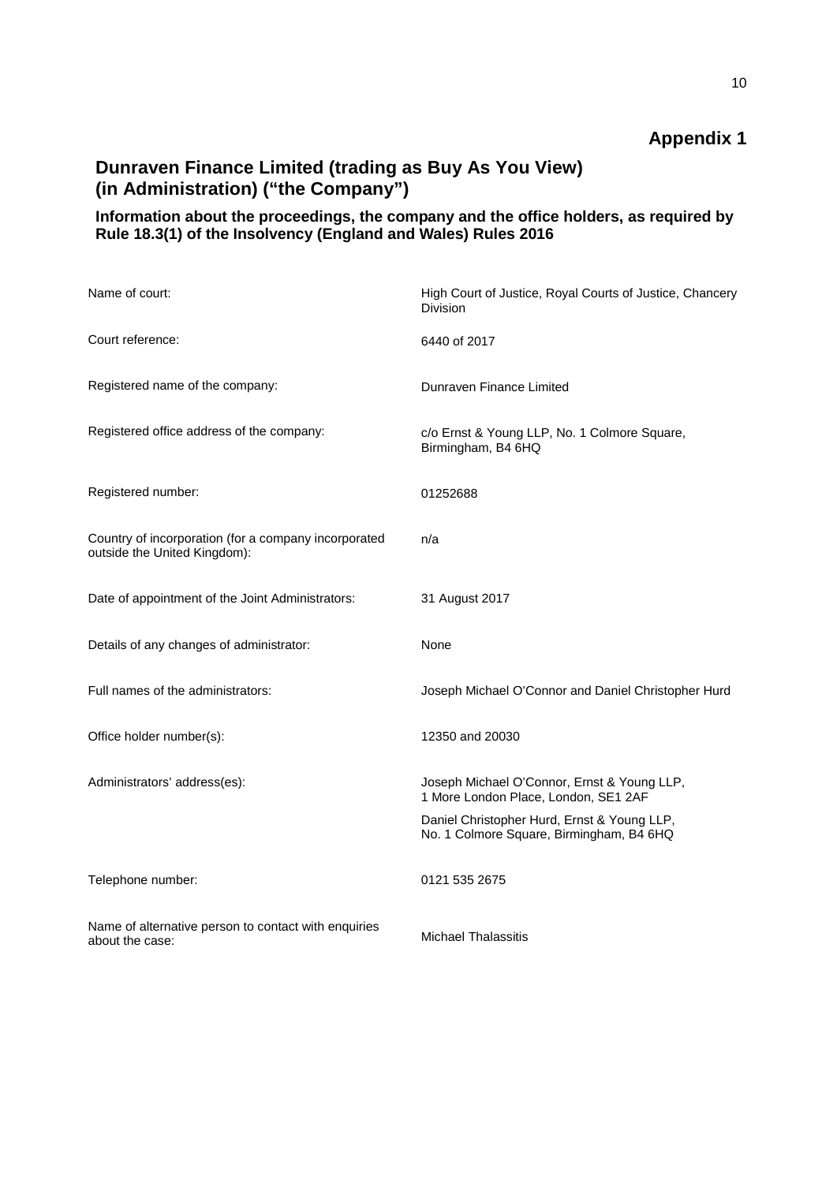# Appendix 1

## Dunraven Finance Limited (trading as Buy As You View) (in Administration) ("the Company")

### Information about the proceedings, the company and the office holders, as required by Rule 18.3(1) of the Insolvency (England and Wales) Rules 2016

| | |
|---|---|
| Name of court: | High Court of Justice, Royal Courts of Justice, Chancery Division |
| Court reference: | 6440 of 2017 |
| Registered name of the company: | Dunraven Finance Limited |
| Registered office address of the company: | c/o Ernst & Young LLP, No. 1 Colmore Square, Birmingham, B4 6HQ |
| Registered number: | 01252688 |
| Country of incorporation (for a company incorporated outside the United Kingdom): | n/a |
| Date of appointment of the Joint Administrators: | 31 August 2017 |
| Details of any changes of administrator: | None |
| Full names of the administrators: | Joseph Michael O'Connor and Daniel Christopher Hurd |
| Office holder number(s): | 12350 and 20030 |
| Administrators' address(es): | Joseph Michael O'Connor, Ernst & Young LLP, 1 More London Place, London, SE1 2AF<br>Daniel Christopher Hurd, Ernst & Young LLP, No. 1 Colmore Square, Birmingham, B4 6HQ |
| Telephone number: | 0121 535 2675 |
| Name of alternative person to contact with enquiries about the case: | Michael Thalassitis |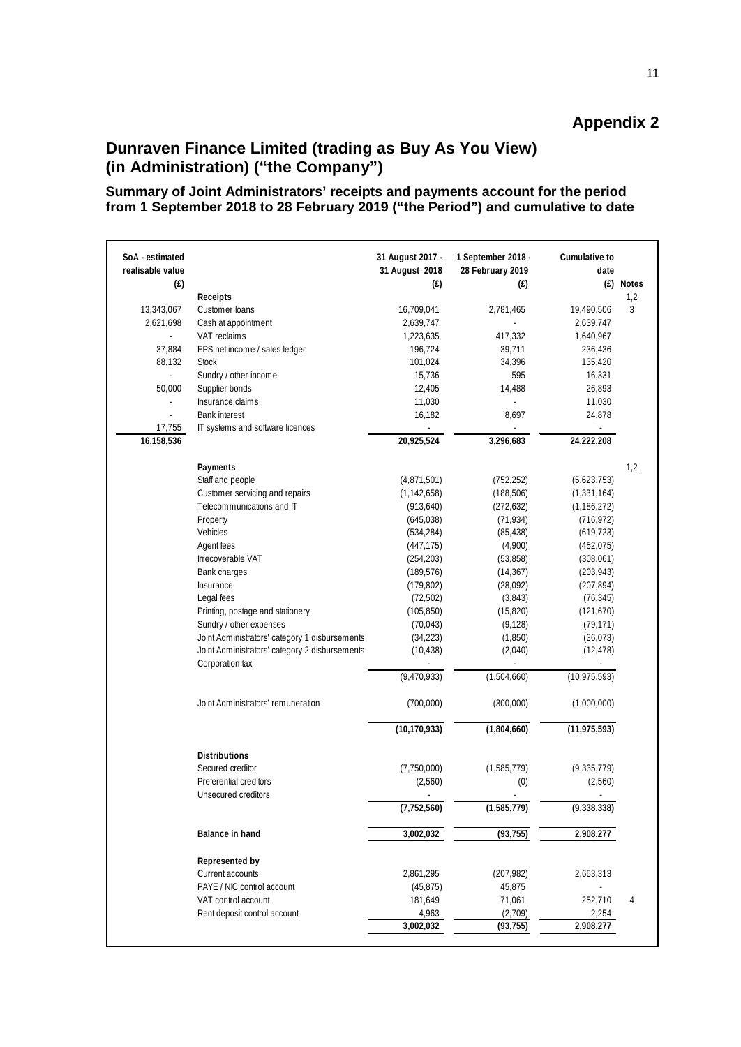## Appendix 2

# Dunraven Finance Limited (trading as Buy As You View) (in Administration) ("the Company")

### Summary of Joint Administrators' receipts and payments account for the period from 1 September 2018 to 28 February 2019 ("the Period") and cumulative to date

| SoA - estimated realisable value (£) | | 31 August 2017 - 31 August 2018 (£) | 1 September 2018 - 28 February 2019 (£) | Cumulative to date (£) | Notes |
|---|---|---|---|---|---|
| | **Receipts** | | | | 1,2 |
| 13,343,067 | Customer loans | 16,709,041 | 2,781,465 | 19,490,506 | 3 |
| 2,621,698 | Cash at appointment | 2,639,747 | - | 2,639,747 | |
| - | VAT reclaims | 1,223,635 | 417,332 | 1,640,967 | |
| 37,884 | EPS net income / sales ledger | 196,724 | 39,711 | 236,436 | |
| 88,132 | Stock | 101,024 | 34,396 | 135,420 | |
| - | Sundry / other income | 15,736 | 595 | 16,331 | |
| 50,000 | Supplier bonds | 12,405 | 14,488 | 26,893 | |
| - | Insurance claims | 11,030 | - | 11,030 | |
| - | Bank interest | 16,182 | 8,697 | 24,878 | |
| 17,755 | IT systems and software licences | - | - | - | |
| **16,158,536** | | **20,925,524** | **3,296,683** | **24,222,208** | |
| | **Payments** | | | | 1,2 |
| | Staff and people | (4,871,501) | (752,252) | (5,623,753) | |
| | Customer servicing and repairs | (1,142,658) | (188,506) | (1,331,164) | |
| | Telecommunications and IT | (913,640) | (272,632) | (1,186,272) | |
| | Property | (645,038) | (71,934) | (716,972) | |
| | Vehicles | (534,284) | (85,438) | (619,723) | |
| | Agent fees | (447,175) | (4,900) | (452,075) | |
| | Irrecoverable VAT | (254,203) | (53,858) | (308,061) | |
| | Bank charges | (189,576) | (14,367) | (203,943) | |
| | Insurance | (179,802) | (28,092) | (207,894) | |
| | Legal fees | (72,502) | (3,843) | (76,345) | |
| | Printing, postage and stationery | (105,850) | (15,820) | (121,670) | |
| | Sundry / other expenses | (70,043) | (9,128) | (79,171) | |
| | Joint Administrators' category 1 disbursements | (34,223) | (1,850) | (36,073) | |
| | Joint Administrators' category 2 disbursements | (10,438) | (2,040) | (12,478) | |
| | Corporation tax | - | - | - | |
| | | (9,470,933) | (1,504,660) | (10,975,593) | |
| | Joint Administrators' remuneration | (700,000) | (300,000) | (1,000,000) | |
| | | **(10,170,933)** | **(1,804,660)** | **(11,975,593)** | |
| | **Distributions** | | | | |
| | Secured creditor | (7,750,000) | (1,585,779) | (9,335,779) | |
| | Preferential creditors | (2,560) | (0) | (2,560) | |
| | Unsecured creditors | - | - | - | |
| | | **(7,752,560)** | **(1,585,779)** | **(9,338,338)** | |
| | **Balance in hand** | **3,002,032** | **(93,755)** | **2,908,277** | |
| | **Represented by** | | | | |
| | Current accounts | 2,861,295 | (207,982) | 2,653,313 | |
| | PAYE / NIC control account | (45,875) | 45,875 | - | |
| | VAT control account | 181,649 | 71,061 | 252,710 | 4 |
| | Rent deposit control account | 4,963 | (2,709) | 2,254 | |
| | | **3,002,032** | **(93,755)** | **2,908,277** | |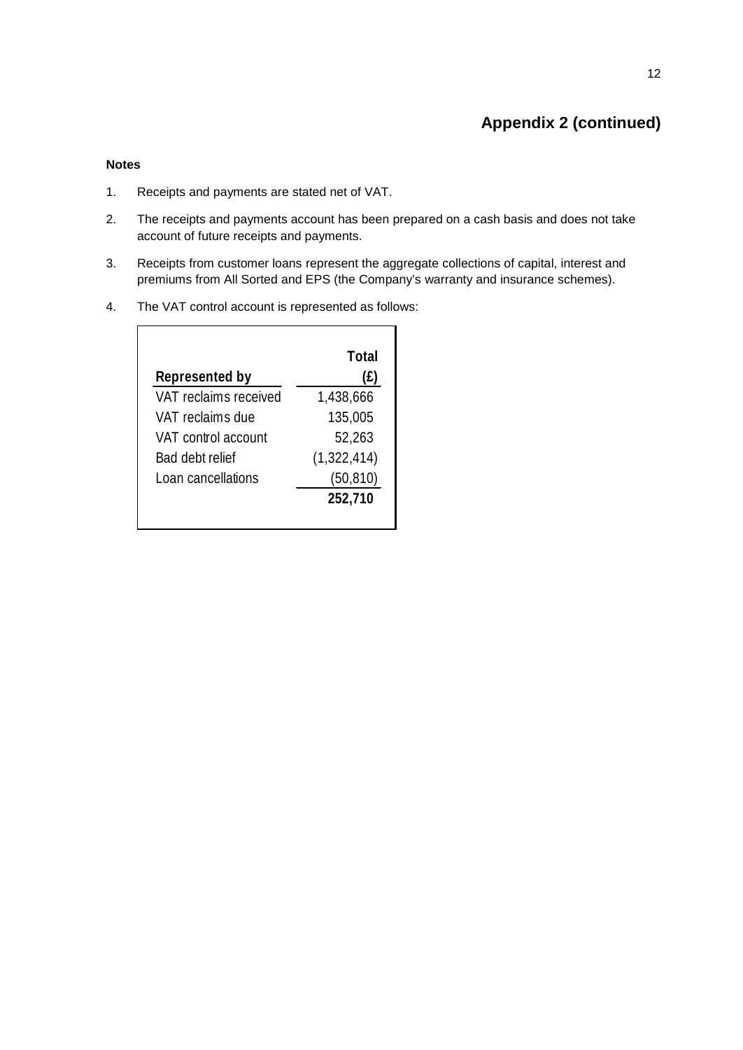## Appendix 2 (continued)

**Notes**

1. Receipts and payments are stated net of VAT.
2. The receipts and payments account has been prepared on a cash basis and does not take account of future receipts and payments.
3. Receipts from customer loans represent the aggregate collections of capital, interest and premiums from All Sorted and EPS (the Company's warranty and insurance schemes).
4. The VAT control account is represented as follows:

| Represented by | Total (£) |
|---|---|
| VAT reclaims received | 1,438,666 |
| VAT reclaims due | 135,005 |
| VAT control account | 52,263 |
| Bad debt relief | (1,322,414) |
| Loan cancellations | (50,810) |
| | **252,710** |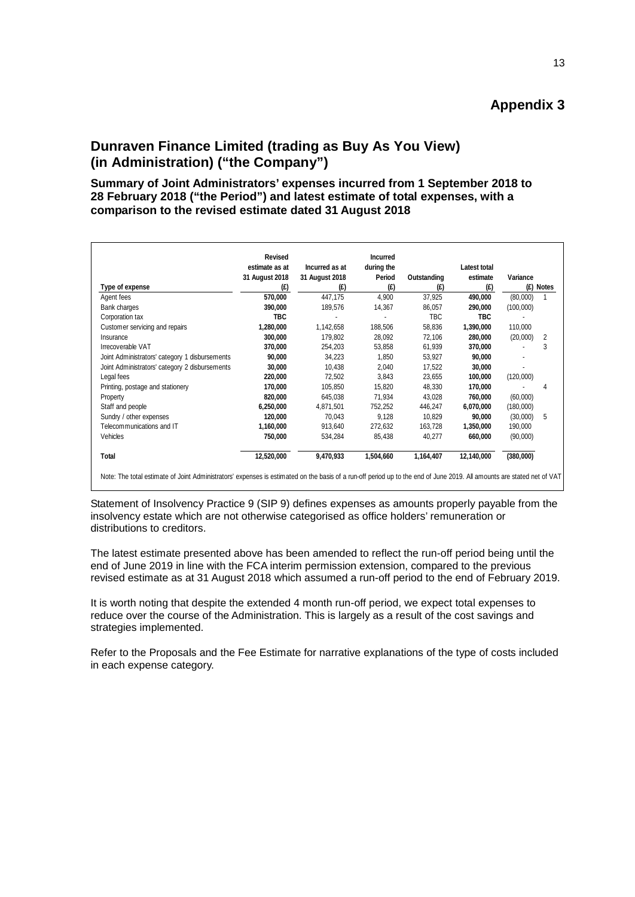# Appendix 3

## Dunraven Finance Limited (trading as Buy As You View) (in Administration) ("the Company")

### Summary of Joint Administrators' expenses incurred from 1 September 2018 to 28 February 2018 ("the Period") and latest estimate of total expenses, with a comparison to the revised estimate dated 31 August 2018

| Type of expense | Revised estimate as at 31 August 2018 (£) | Incurred as at 31 August 2018 (£) | Incurred during the Period (£) | Outstanding (£) | Latest total estimate (£) | Variance (£) | Notes |
|---|---|---|---|---|---|---|---|
| Agent fees | **570,000** | 447,175 | 4,900 | 37,925 | **490,000** | (80,000) | 1 |
| Bank charges | **390,000** | 189,576 | 14,367 | 86,057 | **290,000** | (100,000) | |
| Corporation tax | **TBC** | - | - | TBC | **TBC** | - | |
| Customer servicing and repairs | **1,280,000** | 1,142,658 | 188,506 | 58,836 | **1,390,000** | 110,000 | |
| Insurance | **300,000** | 179,802 | 28,092 | 72,106 | **280,000** | (20,000) | 2 |
| Irrecoverable VAT | **370,000** | 254,203 | 53,858 | 61,939 | **370,000** | - | 3 |
| Joint Administrators' category 1 disbursements | **90,000** | 34,223 | 1,850 | 53,927 | **90,000** | - | |
| Joint Administrators' category 2 disbursements | **30,000** | 10,438 | 2,040 | 17,522 | **30,000** | - | |
| Legal fees | **220,000** | 72,502 | 3,843 | 23,655 | **100,000** | (120,000) | |
| Printing, postage and stationery | **170,000** | 105,850 | 15,820 | 48,330 | **170,000** | - | 4 |
| Property | **820,000** | 645,038 | 71,934 | 43,028 | **760,000** | (60,000) | |
| Staff and people | **6,250,000** | 4,871,501 | 752,252 | 446,247 | **6,070,000** | (180,000) | |
| Sundry / other expenses | **120,000** | 70,043 | 9,128 | 10,829 | **90,000** | (30,000) | 5 |
| Telecommunications and IT | **1,160,000** | 913,640 | 272,632 | 163,728 | **1,350,000** | 190,000 | |
| Vehicles | **750,000** | 534,284 | 85,438 | 40,277 | **660,000** | (90,000) | |
| **Total** | **12,520,000** | **9,470,933** | **1,504,660** | **1,164,407** | **12,140,000** | **(380,000)** | |

Note: The total estimate of Joint Administrators' expenses is estimated on the basis of a run-off period up to the end of June 2019. All amounts are stated net of VAT

Statement of Insolvency Practice 9 (SIP 9) defines expenses as amounts properly payable from the insolvency estate which are not otherwise categorised as office holders' remuneration or distributions to creditors.

The latest estimate presented above has been amended to reflect the run-off period being until the end of June 2019 in line with the FCA interim permission extension, compared to the previous revised estimate as at 31 August 2018 which assumed a run-off period to the end of February 2019.

It is worth noting that despite the extended 4 month run-off period, we expect total expenses to reduce over the course of the Administration. This is largely as a result of the cost savings and strategies implemented.

Refer to the Proposals and the Fee Estimate for narrative explanations of the type of costs included in each expense category.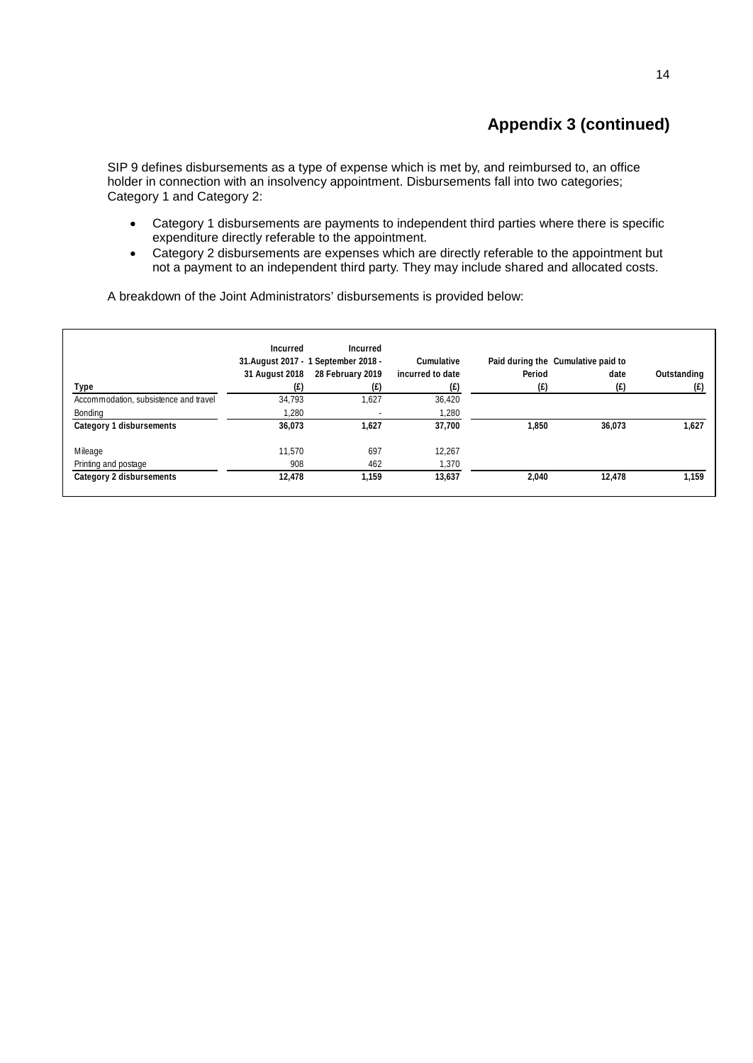## Appendix 3 (continued)

SIP 9 defines disbursements as a type of expense which is met by, and reimbursed to, an office holder in connection with an insolvency appointment. Disbursements fall into two categories; Category 1 and Category 2:

- Category 1 disbursements are payments to independent third parties where there is specific expenditure directly referable to the appointment.
- Category 2 disbursements are expenses which are directly referable to the appointment but not a payment to an independent third party. They may include shared and allocated costs.

A breakdown of the Joint Administrators' disbursements is provided below:

| Type | Incurred 31.August 2017 - 31 August 2018 (£) | Incurred 1 September 2018 - 28 February 2019 (£) | Cumulative incurred to date (£) | Paid during the Period (£) | Cumulative paid to date (£) | Outstanding (£) |
|---|---|---|---|---|---|---|
| Accommodation, subsistence and travel | 34,793 | 1,627 | 36,420 | | | |
| Bonding | 1,280 | - | 1,280 | | | |
| **Category 1 disbursements** | **36,073** | **1,627** | **37,700** | **1,850** | **36,073** | **1,627** |
| Mileage | 11,570 | 697 | 12,267 | | | |
| Printing and postage | 908 | 462 | 1,370 | | | |
| **Category 2 disbursements** | **12,478** | **1,159** | **13,637** | **2,040** | **12,478** | **1,159** |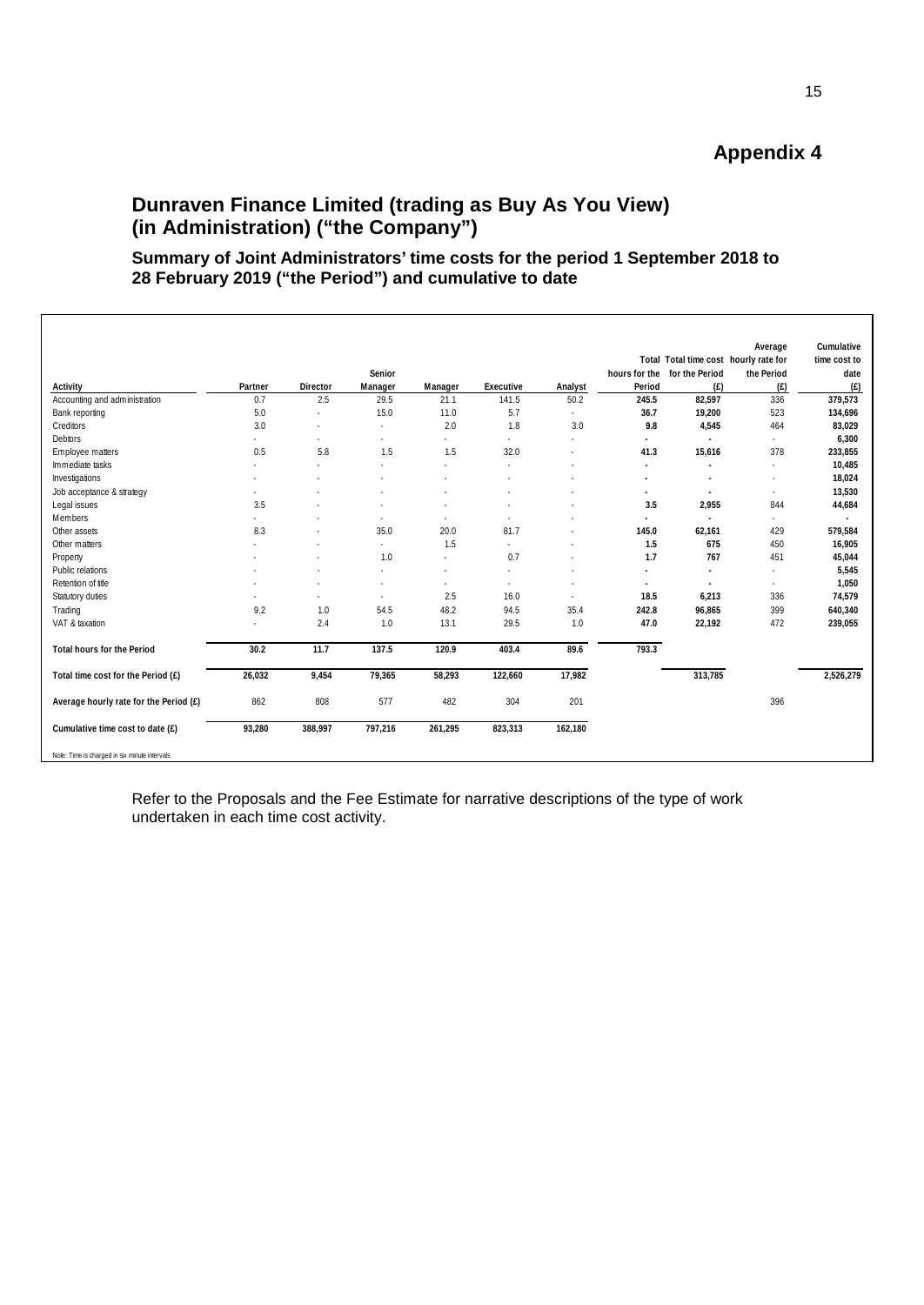# Appendix 4

## Dunraven Finance Limited (trading as Buy As You View) (in Administration) ("the Company")

### Summary of Joint Administrators' time costs for the period 1 September 2018 to 28 February 2019 ("the Period") and cumulative to date

| Activity | Partner | Director | Senior Manager | Manager | Executive | Analyst | Total hours for the Period | Total time cost for the Period (£) | Average hourly rate for the Period (£) | Cumulative time cost to date (£) |
|---|---|---|---|---|---|---|---|---|---|---|
| Accounting and administration | 0.7 | 2.5 | 29.5 | 21.1 | 141.5 | 50.2 | **245.5** | **82,597** | 336 | **379,573** |
| Bank reporting | 5.0 | - | 15.0 | 11.0 | 5.7 | - | **36.7** | **19,200** | 523 | **134,696** |
| Creditors | 3.0 | - | - | 2.0 | 1.8 | 3.0 | **9.8** | **4,545** | 464 | **83,029** |
| Debtors | - | - | - | - | - | - | **-** | **-** | - | **6,300** |
| Employee matters | 0.5 | 5.8 | 1.5 | 1.5 | 32.0 | - | **41.3** | **15,616** | 378 | **233,855** |
| Immediate tasks | - | - | - | - | - | - | **-** | **-** | - | **10,485** |
| Investigations | - | - | - | - | - | - | **-** | **-** | - | **18,024** |
| Job acceptance & strategy | - | - | - | - | - | - | **-** | **-** | - | **13,530** |
| Legal issues | 3.5 | - | - | - | - | - | **3.5** | **2,955** | 844 | **44,684** |
| Members | - | - | - | - | - | - | **-** | **-** | - | **-** |
| Other assets | 8.3 | - | 35.0 | 20.0 | 81.7 | - | **145.0** | **62,161** | 429 | **579,584** |
| Other matters | - | - | - | 1.5 | - | - | **1.5** | **675** | 450 | **16,905** |
| Property | - | - | 1.0 | - | 0.7 | - | **1.7** | **767** | 451 | **45,044** |
| Public relations | - | - | - | - | - | - | **-** | **-** | - | **5,545** |
| Retention of title | - | - | - | - | - | - | **-** | **-** | - | **1,050** |
| Statutory duties | - | - | - | 2.5 | 16.0 | - | **18.5** | **6,213** | 336 | **74,579** |
| Trading | 9.2 | 1.0 | 54.5 | 48.2 | 94.5 | 35.4 | **242.8** | **96,865** | 399 | **640,340** |
| VAT & taxation | - | 2.4 | 1.0 | 13.1 | 29.5 | 1.0 | **47.0** | **22,192** | 472 | **239,055** |
| **Total hours for the Period** | **30.2** | **11.7** | **137.5** | **120.9** | **403.4** | **89.6** | **793.3** | | | |
| **Total time cost for the Period (£)** | **26,032** | **9,454** | **79,365** | **58,293** | **122,660** | **17,982** | | **313,785** | | **2,526,279** |
| **Average hourly rate for the Period (£)** | 862 | 808 | 577 | 482 | 304 | 201 | | | 396 | |
| **Cumulative time cost to date (£)** | **93,280** | **388,997** | **797,216** | **261,295** | **823,313** | **162,180** | | | | |

Note: Time is charged in six minute intervals

Refer to the Proposals and the Fee Estimate for narrative descriptions of the type of work undertaken in each time cost activity.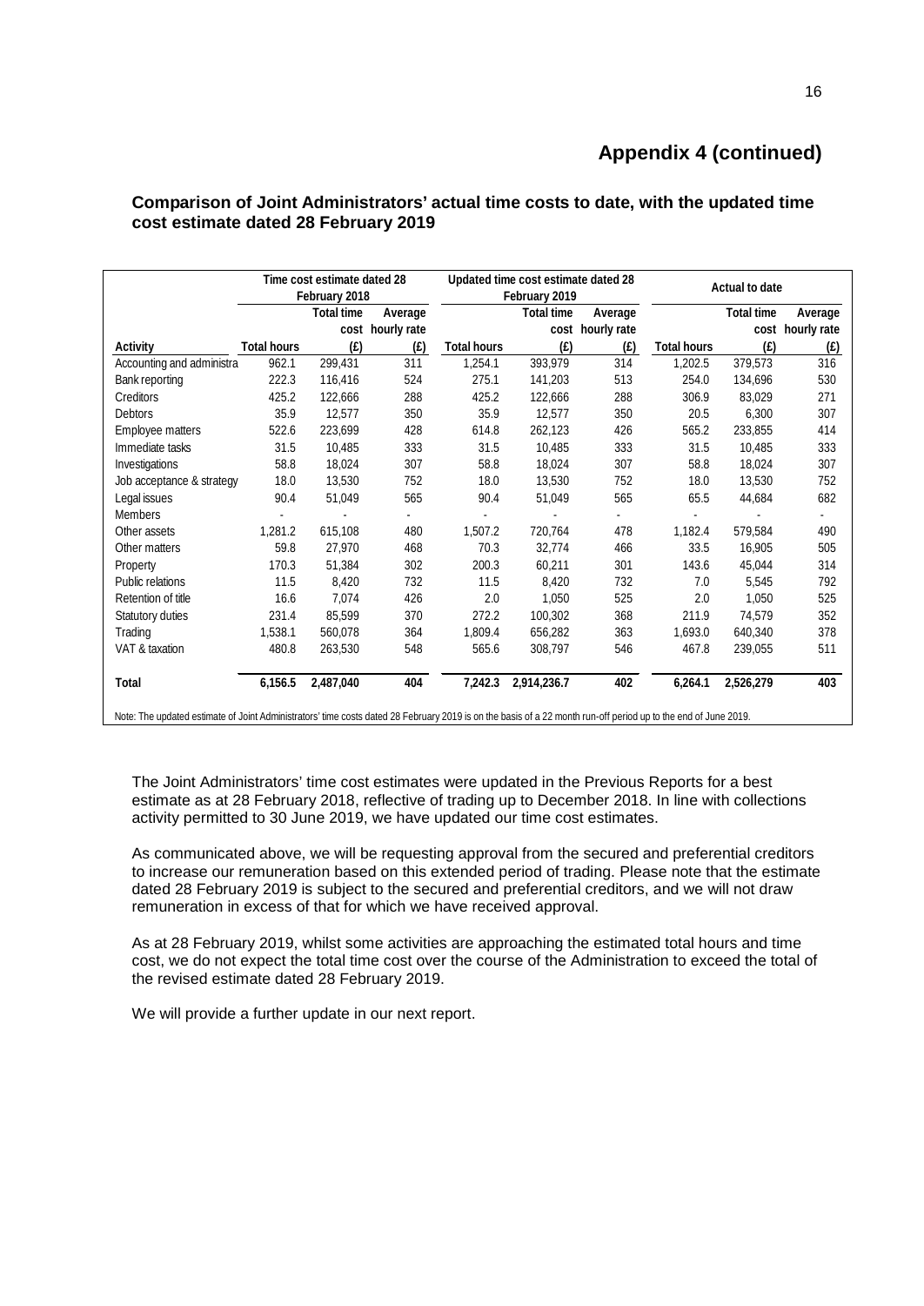# Appendix 4 (continued)

## Comparison of Joint Administrators' actual time costs to date, with the updated time cost estimate dated 28 February 2019

| | Time cost estimate dated 28 February 2018 | | | Updated time cost estimate dated 28 February 2019 | | | Actual to date | | |
|---|---|---|---|---|---|---|---|---|---|
| Activity | Total hours | Total time cost (£) | Average hourly rate (£) | Total hours | Total time cost (£) | Average hourly rate (£) | Total hours | Total time cost (£) | Average hourly rate (£) |
| Accounting and administra | 962.1 | 299,431 | 311 | 1,254.1 | 393,979 | 314 | 1,202.5 | 379,573 | 316 |
| Bank reporting | 222.3 | 116,416 | 524 | 275.1 | 141,203 | 513 | 254.0 | 134,696 | 530 |
| Creditors | 425.2 | 122,666 | 288 | 425.2 | 122,666 | 288 | 306.9 | 83,029 | 271 |
| Debtors | 35.9 | 12,577 | 350 | 35.9 | 12,577 | 350 | 20.5 | 6,300 | 307 |
| Employee matters | 522.6 | 223,699 | 428 | 614.8 | 262,123 | 426 | 565.2 | 233,855 | 414 |
| Immediate tasks | 31.5 | 10,485 | 333 | 31.5 | 10,485 | 333 | 31.5 | 10,485 | 333 |
| Investigations | 58.8 | 18,024 | 307 | 58.8 | 18,024 | 307 | 58.8 | 18,024 | 307 |
| Job acceptance & strategy | 18.0 | 13,530 | 752 | 18.0 | 13,530 | 752 | 18.0 | 13,530 | 752 |
| Legal issues | 90.4 | 51,049 | 565 | 90.4 | 51,049 | 565 | 65.5 | 44,684 | 682 |
| Members | - | - | - | - | - | - | - | - | - |
| Other assets | 1,281.2 | 615,108 | 480 | 1,507.2 | 720,764 | 478 | 1,182.4 | 579,584 | 490 |
| Other matters | 59.8 | 27,970 | 468 | 70.3 | 32,774 | 466 | 33.5 | 16,905 | 505 |
| Property | 170.3 | 51,384 | 302 | 200.3 | 60,211 | 301 | 143.6 | 45,044 | 314 |
| Public relations | 11.5 | 8,420 | 732 | 11.5 | 8,420 | 732 | 7.0 | 5,545 | 792 |
| Retention of title | 16.6 | 7,074 | 426 | 2.0 | 1,050 | 525 | 2.0 | 1,050 | 525 |
| Statutory duties | 231.4 | 85,599 | 370 | 272.2 | 100,302 | 368 | 211.9 | 74,579 | 352 |
| Trading | 1,538.1 | 560,078 | 364 | 1,809.4 | 656,282 | 363 | 1,693.0 | 640,340 | 378 |
| VAT & taxation | 480.8 | 263,530 | 548 | 565.6 | 308,797 | 546 | 467.8 | 239,055 | 511 |
| **Total** | **6,156.5** | **2,487,040** | **404** | **7,242.3** | **2,914,236.7** | **402** | **6,264.1** | **2,526,279** | **403** |

Note: The updated estimate of Joint Administrators' time costs dated 28 February 2019 is on the basis of a 22 month run-off period up to the end of June 2019.

The Joint Administrators' time cost estimates were updated in the Previous Reports for a best estimate as at 28 February 2018, reflective of trading up to December 2018. In line with collections activity permitted to 30 June 2019, we have updated our time cost estimates.

As communicated above, we will be requesting approval from the secured and preferential creditors to increase our remuneration based on this extended period of trading. Please note that the estimate dated 28 February 2019 is subject to the secured and preferential creditors, and we will not draw remuneration in excess of that for which we have received approval.

As at 28 February 2019, whilst some activities are approaching the estimated total hours and time cost, we do not expect the total time cost over the course of the Administration to exceed the total of the revised estimate dated 28 February 2019.

We will provide a further update in our next report.